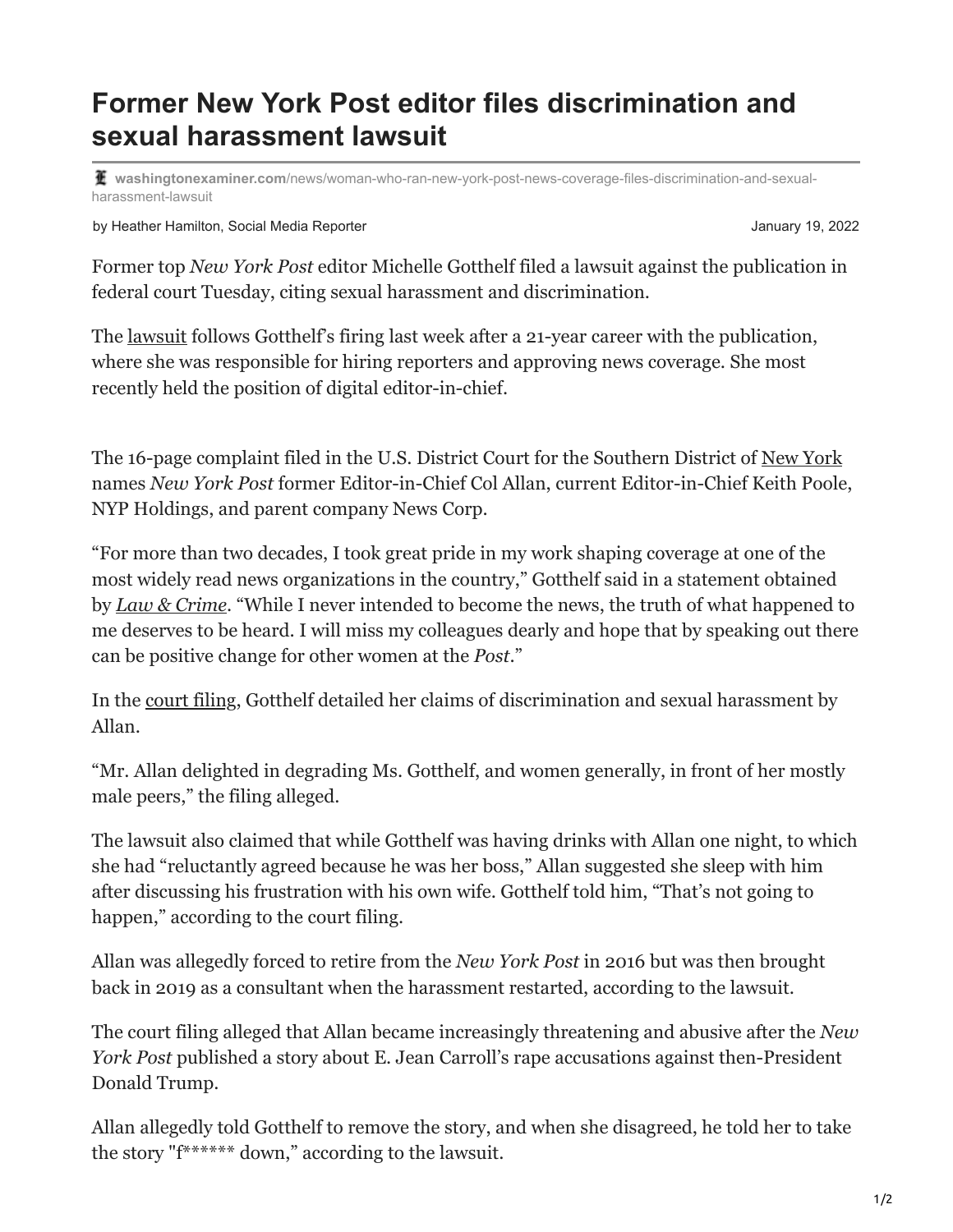# Former New York Post editor files discrimination and sexual harassment lawsuit

washingtonexaminer.com/news/woman-who-ran-new-york-post-news-coverage-files-discrimination-and-sexual-harassment-lawsuit

by Heather Hamilton, Social Media Reporter

January 19, 2022

Former top *New York Post* editor Michelle Gotthelf filed a lawsuit against the publication in federal court Tuesday, citing sexual harassment and discrimination.

The lawsuit follows Gotthelf's firing last week after a 21-year career with the publication, where she was responsible for hiring reporters and approving news coverage. She most recently held the position of digital editor-in-chief.

The 16-page complaint filed in the U.S. District Court for the Southern District of New York names *New York Post* former Editor-in-Chief Col Allan, current Editor-in-Chief Keith Poole, NYP Holdings, and parent company News Corp.

"For more than two decades, I took great pride in my work shaping coverage at one of the most widely read news organizations in the country," Gotthelf said in a statement obtained by *Law & Crime*. "While I never intended to become the news, the truth of what happened to me deserves to be heard. I will miss my colleagues dearly and hope that by speaking out there can be positive change for other women at the *Post*."

In the court filing, Gotthelf detailed her claims of discrimination and sexual harassment by Allan.

"Mr. Allan delighted in degrading Ms. Gotthelf, and women generally, in front of her mostly male peers," the filing alleged.

The lawsuit also claimed that while Gotthelf was having drinks with Allan one night, to which she had "reluctantly agreed because he was her boss," Allan suggested she sleep with him after discussing his frustration with his own wife. Gotthelf told him, "That's not going to happen," according to the court filing.

Allan was allegedly forced to retire from the *New York Post* in 2016 but was then brought back in 2019 as a consultant when the harassment restarted, according to the lawsuit.

The court filing alleged that Allan became increasingly threatening and abusive after the *New York Post* published a story about E. Jean Carroll's rape accusations against then-President Donald Trump.

Allan allegedly told Gotthelf to remove the story, and when she disagreed, he told her to take the story "f****** down," according to the lawsuit.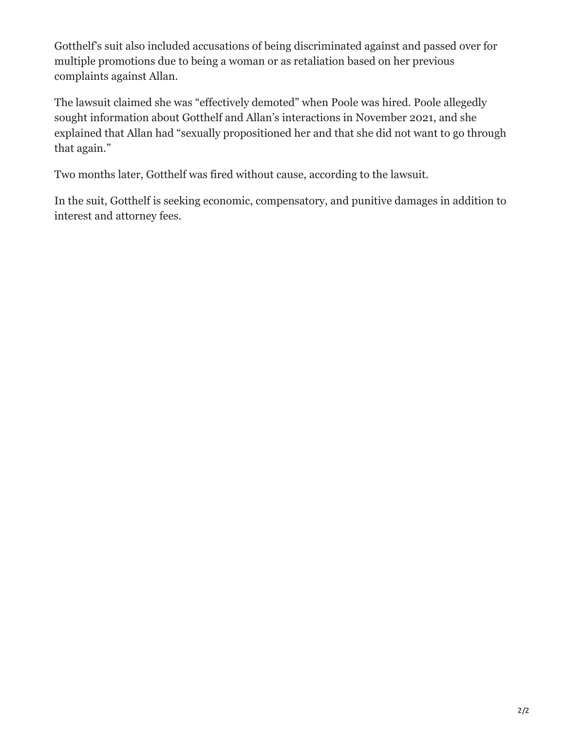Gotthelf's suit also included accusations of being discriminated against and passed over for multiple promotions due to being a woman or as retaliation based on her previous complaints against Allan.

The lawsuit claimed she was "effectively demoted" when Poole was hired. Poole allegedly sought information about Gotthelf and Allan's interactions in November 2021, and she explained that Allan had "sexually propositioned her and that she did not want to go through that again."

Two months later, Gotthelf was fired without cause, according to the lawsuit.

In the suit, Gotthelf is seeking economic, compensatory, and punitive damages in addition to interest and attorney fees.